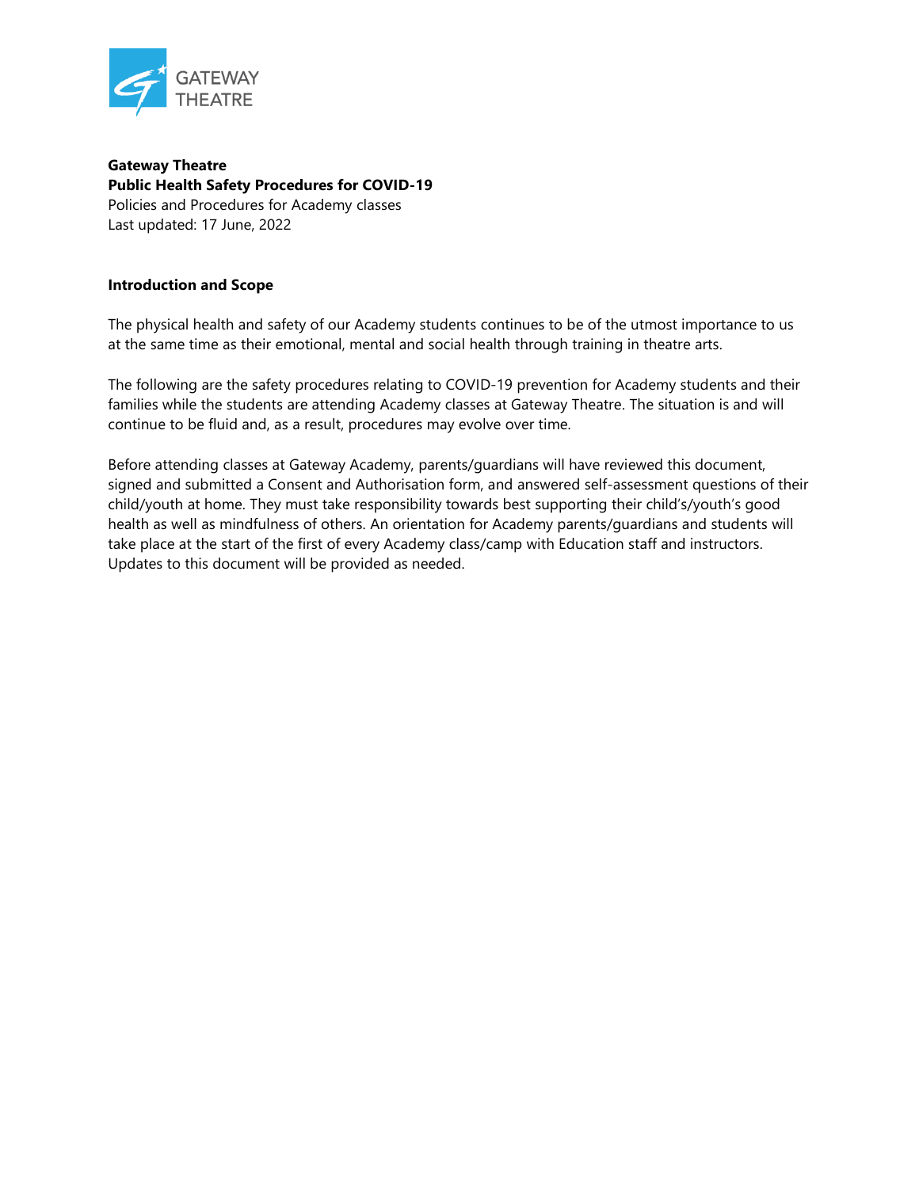**Gateway Theatre**
**Public Health Safety Procedures for COVID-19**
Policies and Procedures for Academy classes
Last updated: 17 June, 2022

## Introduction and Scope

The physical health and safety of our Academy students continues to be of the utmost importance to us at the same time as their emotional, mental and social health through training in theatre arts.

The following are the safety procedures relating to COVID-19 prevention for Academy students and their families while the students are attending Academy classes at Gateway Theatre. The situation is and will continue to be fluid and, as a result, procedures may evolve over time.

Before attending classes at Gateway Academy, parents/guardians will have reviewed this document, signed and submitted a Consent and Authorisation form, and answered self-assessment questions of their child/youth at home. They must take responsibility towards best supporting their child's/youth's good health as well as mindfulness of others. An orientation for Academy parents/guardians and students will take place at the start of the first of every Academy class/camp with Education staff and instructors. Updates to this document will be provided as needed.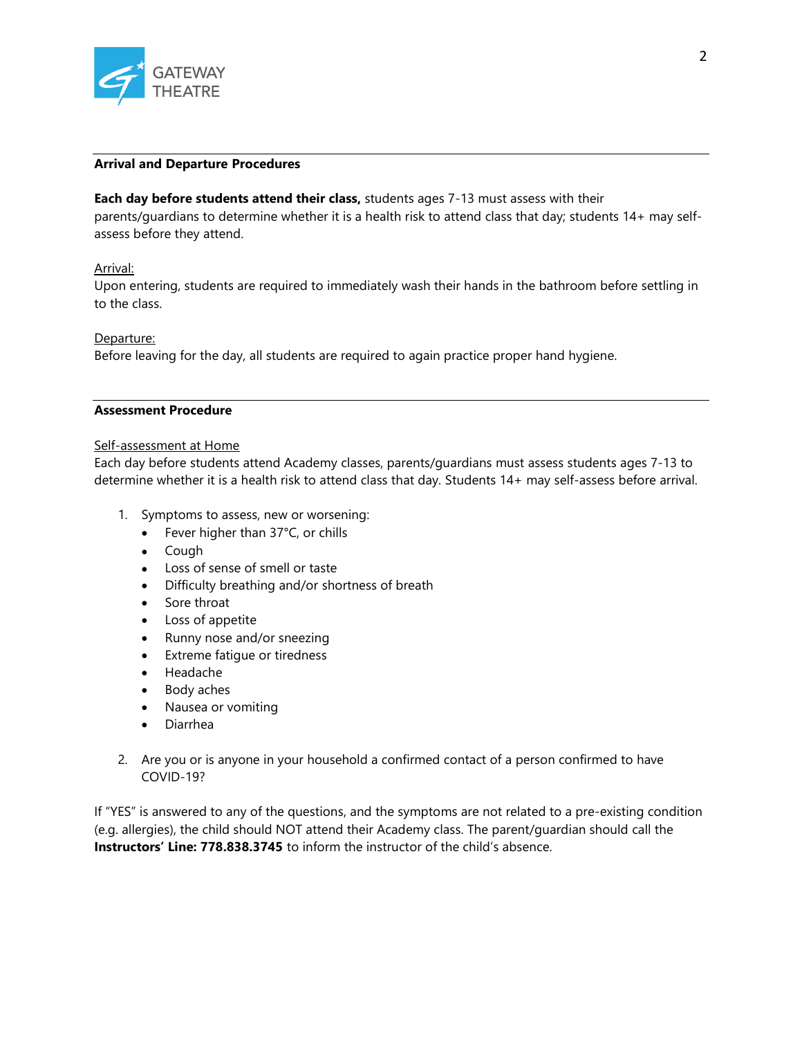## Arrival and Departure Procedures

**Each day before students attend their class,** students ages 7-13 must assess with their parents/guardians to determine whether it is a health risk to attend class that day; students 14+ may self-assess before they attend.

Arrival:
Upon entering, students are required to immediately wash their hands in the bathroom before settling in to the class.

Departure:
Before leaving for the day, all students are required to again practice proper hand hygiene.

## Assessment Procedure

Self-assessment at Home
Each day before students attend Academy classes, parents/guardians must assess students ages 7-13 to determine whether it is a health risk to attend class that day. Students 14+ may self-assess before arrival.

1. Symptoms to assess, new or worsening:
   - Fever higher than 37°C, or chills
   - Cough
   - Loss of sense of smell or taste
   - Difficulty breathing and/or shortness of breath
   - Sore throat
   - Loss of appetite
   - Runny nose and/or sneezing
   - Extreme fatigue or tiredness
   - Headache
   - Body aches
   - Nausea or vomiting
   - Diarrhea

2. Are you or is anyone in your household a confirmed contact of a person confirmed to have COVID-19?

If "YES" is answered to any of the questions, and the symptoms are not related to a pre-existing condition (e.g. allergies), the child should NOT attend their Academy class. The parent/guardian should call the **Instructors' Line: 778.838.3745** to inform the instructor of the child's absence.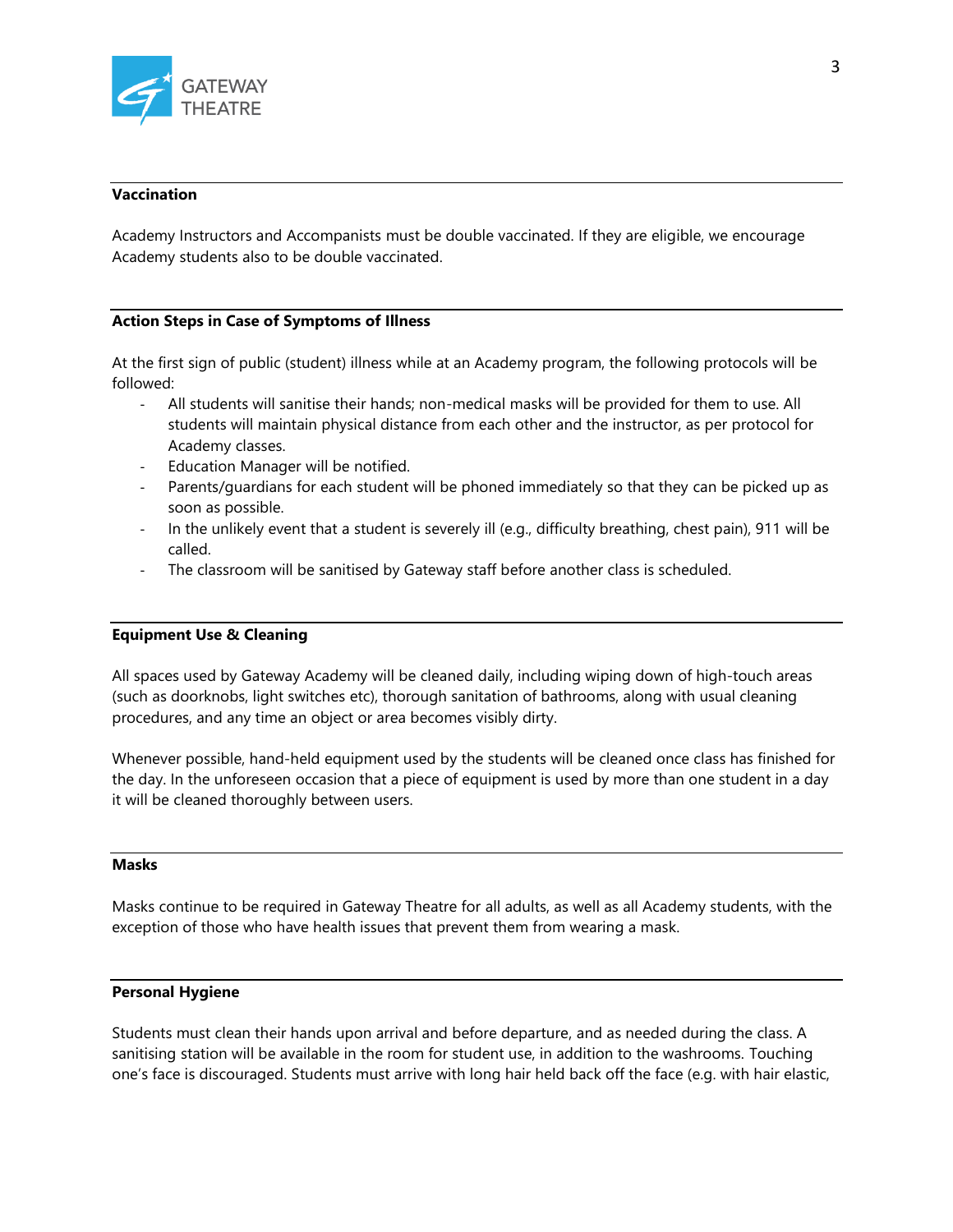### Vaccination

Academy Instructors and Accompanists must be double vaccinated. If they are eligible, we encourage Academy students also to be double vaccinated.

### Action Steps in Case of Symptoms of Illness

At the first sign of public (student) illness while at an Academy program, the following protocols will be followed:

- All students will sanitise their hands; non-medical masks will be provided for them to use. All students will maintain physical distance from each other and the instructor, as per protocol for Academy classes.
- Education Manager will be notified.
- Parents/guardians for each student will be phoned immediately so that they can be picked up as soon as possible.
- In the unlikely event that a student is severely ill (e.g., difficulty breathing, chest pain), 911 will be called.
- The classroom will be sanitised by Gateway staff before another class is scheduled.

### Equipment Use & Cleaning

All spaces used by Gateway Academy will be cleaned daily, including wiping down of high-touch areas (such as doorknobs, light switches etc), thorough sanitation of bathrooms, along with usual cleaning procedures, and any time an object or area becomes visibly dirty.

Whenever possible, hand-held equipment used by the students will be cleaned once class has finished for the day. In the unforeseen occasion that a piece of equipment is used by more than one student in a day it will be cleaned thoroughly between users.

### Masks

Masks continue to be required in Gateway Theatre for all adults, as well as all Academy students, with the exception of those who have health issues that prevent them from wearing a mask.

### Personal Hygiene

Students must clean their hands upon arrival and before departure, and as needed during the class. A sanitising station will be available in the room for student use, in addition to the washrooms. Touching one's face is discouraged. Students must arrive with long hair held back off the face (e.g. with hair elastic,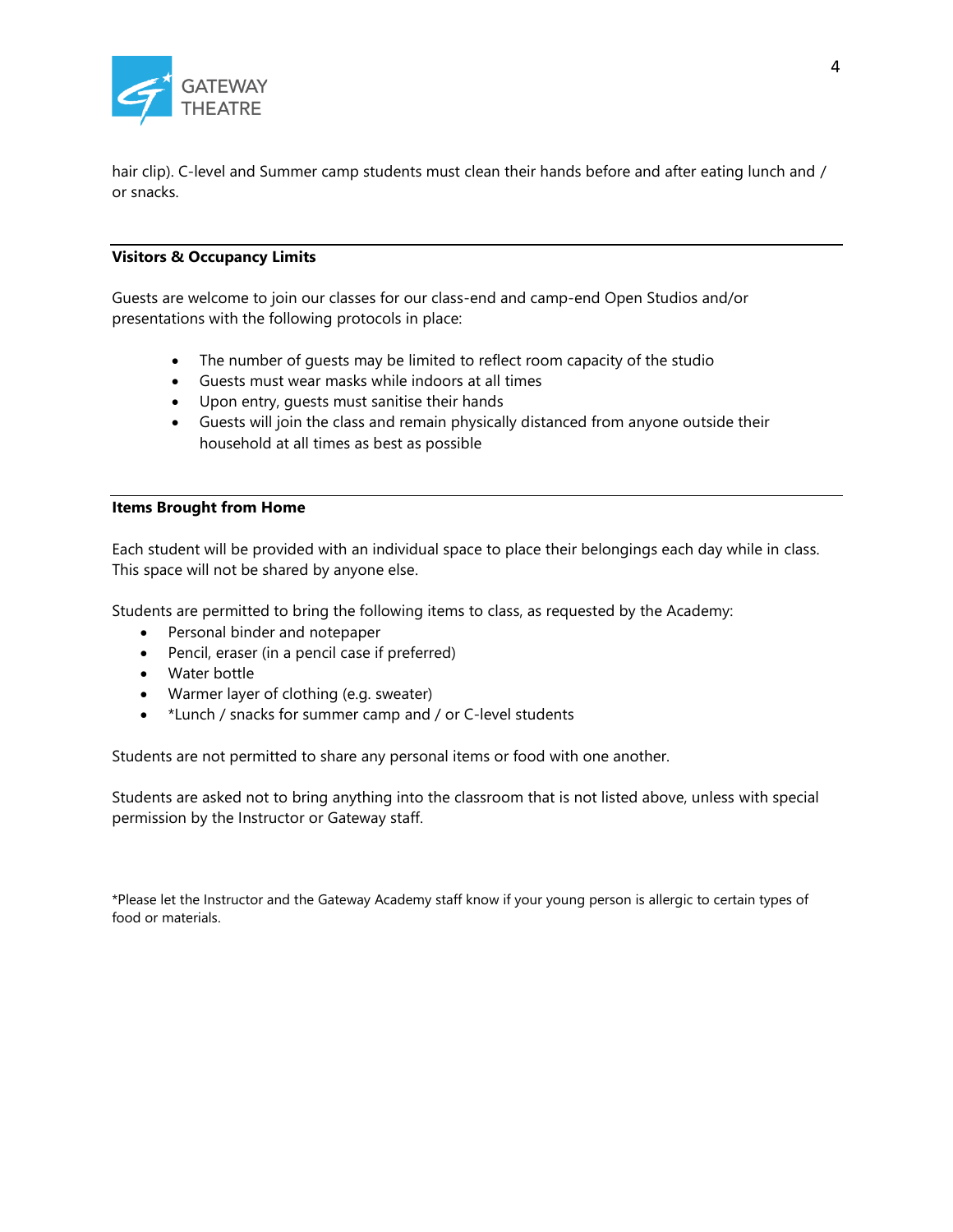hair clip). C-level and Summer camp students must clean their hands before and after eating lunch and / or snacks.

## Visitors & Occupancy Limits

Guests are welcome to join our classes for our class-end and camp-end Open Studios and/or presentations with the following protocols in place:

- The number of guests may be limited to reflect room capacity of the studio
- Guests must wear masks while indoors at all times
- Upon entry, guests must sanitise their hands
- Guests will join the class and remain physically distanced from anyone outside their household at all times as best as possible

## Items Brought from Home

Each student will be provided with an individual space to place their belongings each day while in class. This space will not be shared by anyone else.

Students are permitted to bring the following items to class, as requested by the Academy:

- Personal binder and notepaper
- Pencil, eraser (in a pencil case if preferred)
- Water bottle
- Warmer layer of clothing (e.g. sweater)
- *Lunch / snacks for summer camp and / or C-level students

Students are not permitted to share any personal items or food with one another.

Students are asked not to bring anything into the classroom that is not listed above, unless with special permission by the Instructor or Gateway staff.

*Please let the Instructor and the Gateway Academy staff know if your young person is allergic to certain types of food or materials.